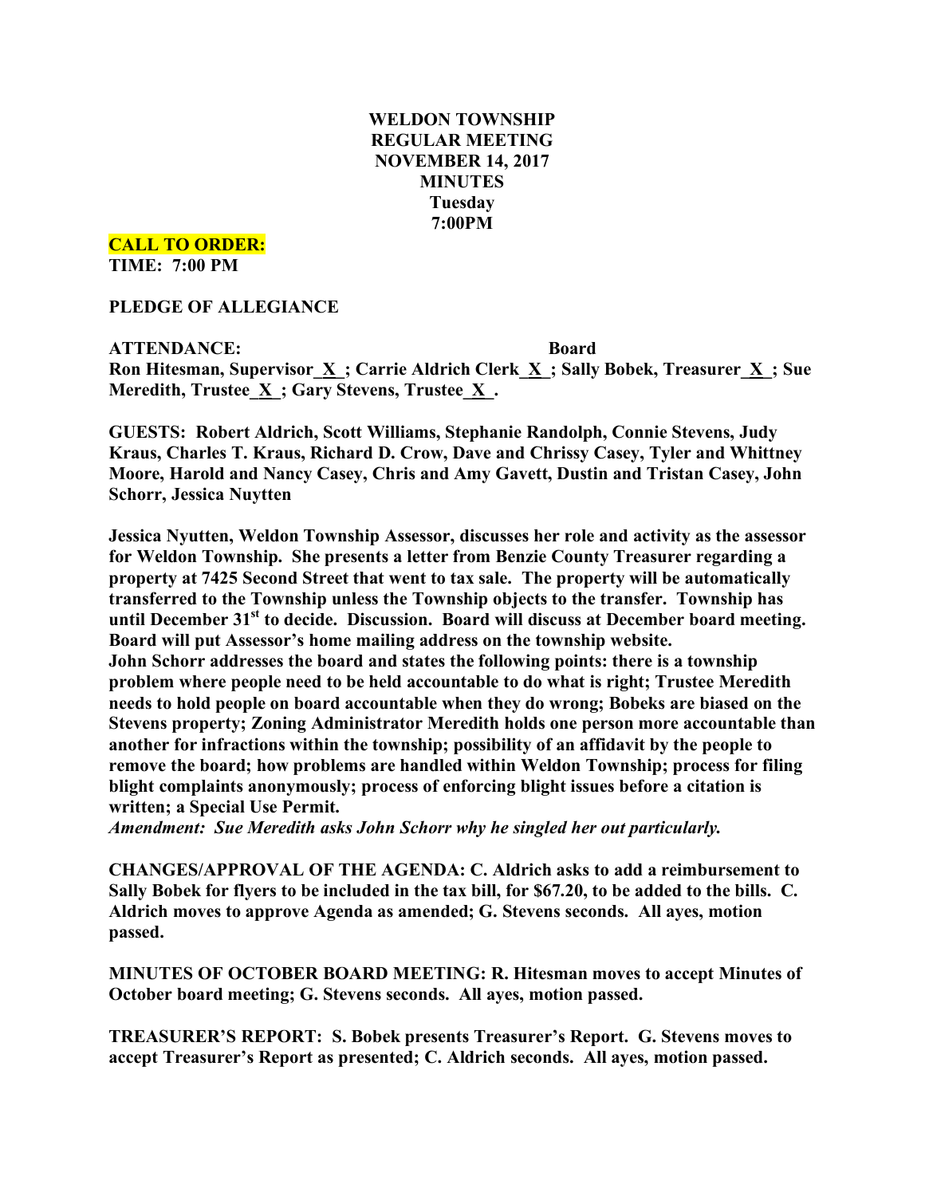**WELDON TOWNSHIP**
**REGULAR MEETING**
**NOVEMBER 14, 2017**
**MINUTES**
**Tuesday**
**7:00PM**

**CALL TO ORDER:**
**TIME: 7:00 PM**

**PLEDGE OF ALLEGIANCE**

**ATTENDANCE: Board**
**Ron Hitesman, Supervisor_X_; Carrie Aldrich Clerk_X_; Sally Bobek, Treasurer_X_; Sue Meredith, Trustee_X_; Gary Stevens, Trustee_X_.**

**GUESTS: Robert Aldrich, Scott Williams, Stephanie Randolph, Connie Stevens, Judy Kraus, Charles T. Kraus, Richard D. Crow, Dave and Chrissy Casey, Tyler and Whittney Moore, Harold and Nancy Casey, Chris and Amy Gavett, Dustin and Tristan Casey, John Schorr, Jessica Nuytten**

**Jessica Nyutten, Weldon Township Assessor, discusses her role and activity as the assessor for Weldon Township. She presents a letter from Benzie County Treasurer regarding a property at 7425 Second Street that went to tax sale. The property will be automatically transferred to the Township unless the Township objects to the transfer. Township has until December 31st to decide. Discussion. Board will discuss at December board meeting. Board will put Assessor's home mailing address on the township website.**
**John Schorr addresses the board and states the following points: there is a township problem where people need to be held accountable to do what is right; Trustee Meredith needs to hold people on board accountable when they do wrong; Bobeks are biased on the Stevens property; Zoning Administrator Meredith holds one person more accountable than another for infractions within the township; possibility of an affidavit by the people to remove the board; how problems are handled within Weldon Township; process for filing blight complaints anonymously; process of enforcing blight issues before a citation is written; a Special Use Permit.**
*Amendment: Sue Meredith asks John Schorr why he singled her out particularly.*

**CHANGES/APPROVAL OF THE AGENDA: C. Aldrich asks to add a reimbursement to Sally Bobek for flyers to be included in the tax bill, for $67.20, to be added to the bills. C. Aldrich moves to approve Agenda as amended; G. Stevens seconds. All ayes, motion passed.**

**MINUTES OF OCTOBER BOARD MEETING: R. Hitesman moves to accept Minutes of October board meeting; G. Stevens seconds. All ayes, motion passed.**

**TREASURER'S REPORT: S. Bobek presents Treasurer's Report. G. Stevens moves to accept Treasurer's Report as presented; C. Aldrich seconds. All ayes, motion passed.**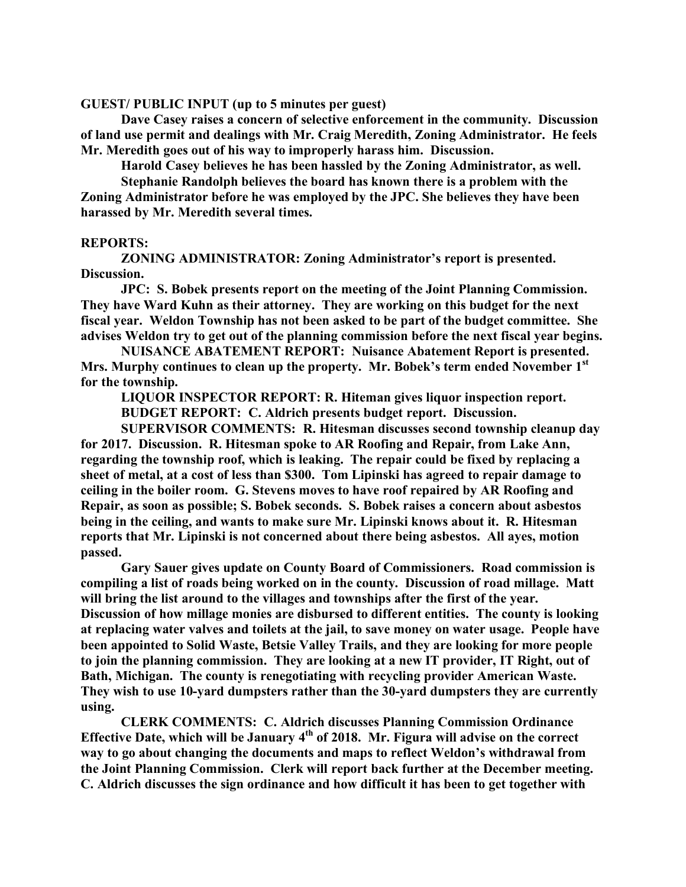**GUEST/ PUBLIC INPUT (up to 5 minutes per guest)**

**Dave Casey raises a concern of selective enforcement in the community. Discussion of land use permit and dealings with Mr. Craig Meredith, Zoning Administrator. He feels Mr. Meredith goes out of his way to improperly harass him. Discussion.**

**Harold Casey believes he has been hassled by the Zoning Administrator, as well.**

**Stephanie Randolph believes the board has known there is a problem with the Zoning Administrator before he was employed by the JPC. She believes they have been harassed by Mr. Meredith several times.**

**REPORTS:**

**ZONING ADMINISTRATOR: Zoning Administrator's report is presented. Discussion.**

**JPC: S. Bobek presents report on the meeting of the Joint Planning Commission. They have Ward Kuhn as their attorney. They are working on this budget for the next fiscal year. Weldon Township has not been asked to be part of the budget committee. She advises Weldon try to get out of the planning commission before the next fiscal year begins.**

**NUISANCE ABATEMENT REPORT: Nuisance Abatement Report is presented. Mrs. Murphy continues to clean up the property. Mr. Bobek's term ended November 1st for the township.**

**LIQUOR INSPECTOR REPORT: R. Hiteman gives liquor inspection report.**

**BUDGET REPORT: C. Aldrich presents budget report. Discussion.**

**SUPERVISOR COMMENTS: R. Hitesman discusses second township cleanup day for 2017. Discussion. R. Hitesman spoke to AR Roofing and Repair, from Lake Ann, regarding the township roof, which is leaking. The repair could be fixed by replacing a sheet of metal, at a cost of less than $300. Tom Lipinski has agreed to repair damage to ceiling in the boiler room. G. Stevens moves to have roof repaired by AR Roofing and Repair, as soon as possible; S. Bobek seconds. S. Bobek raises a concern about asbestos being in the ceiling, and wants to make sure Mr. Lipinski knows about it. R. Hitesman reports that Mr. Lipinski is not concerned about there being asbestos. All ayes, motion passed.**

**Gary Sauer gives update on County Board of Commissioners. Road commission is compiling a list of roads being worked on in the county. Discussion of road millage. Matt will bring the list around to the villages and townships after the first of the year. Discussion of how millage monies are disbursed to different entities. The county is looking at replacing water valves and toilets at the jail, to save money on water usage. People have been appointed to Solid Waste, Betsie Valley Trails, and they are looking for more people to join the planning commission. They are looking at a new IT provider, IT Right, out of Bath, Michigan. The county is renegotiating with recycling provider American Waste. They wish to use 10-yard dumpsters rather than the 30-yard dumpsters they are currently using.**

**CLERK COMMENTS: C. Aldrich discusses Planning Commission Ordinance Effective Date, which will be January 4th of 2018. Mr. Figura will advise on the correct way to go about changing the documents and maps to reflect Weldon's withdrawal from the Joint Planning Commission. Clerk will report back further at the December meeting. C. Aldrich discusses the sign ordinance and how difficult it has been to get together with**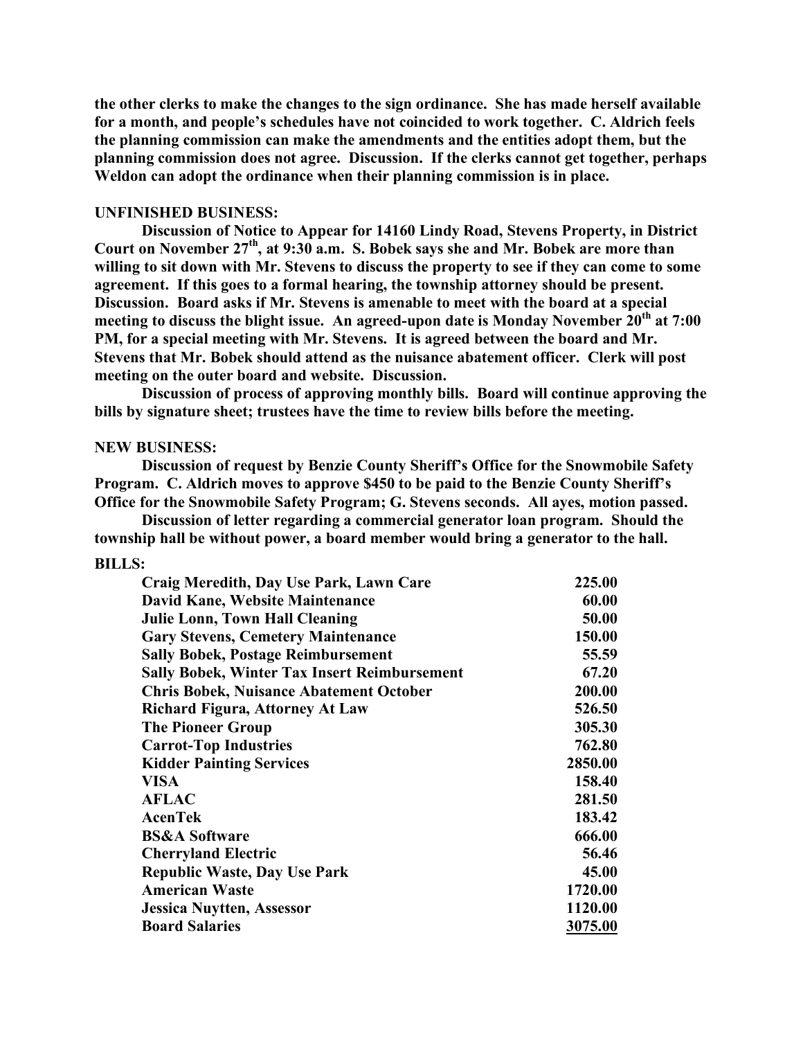**the other clerks to make the changes to the sign ordinance. She has made herself available for a month, and people's schedules have not coincided to work together. C. Aldrich feels the planning commission can make the amendments and the entities adopt them, but the planning commission does not agree. Discussion. If the clerks cannot get together, perhaps Weldon can adopt the ordinance when their planning commission is in place.**

**UNFINISHED BUSINESS:**

**Discussion of Notice to Appear for 14160 Lindy Road, Stevens Property, in District Court on November 27th, at 9:30 a.m. S. Bobek says she and Mr. Bobek are more than willing to sit down with Mr. Stevens to discuss the property to see if they can come to some agreement. If this goes to a formal hearing, the township attorney should be present. Discussion. Board asks if Mr. Stevens is amenable to meet with the board at a special meeting to discuss the blight issue. An agreed-upon date is Monday November 20th at 7:00 PM, for a special meeting with Mr. Stevens. It is agreed between the board and Mr. Stevens that Mr. Bobek should attend as the nuisance abatement officer. Clerk will post meeting on the outer board and website. Discussion.**

**Discussion of process of approving monthly bills. Board will continue approving the bills by signature sheet; trustees have the time to review bills before the meeting.**

**NEW BUSINESS:**

**Discussion of request by Benzie County Sheriff's Office for the Snowmobile Safety Program. C. Aldrich moves to approve $450 to be paid to the Benzie County Sheriff's Office for the Snowmobile Safety Program; G. Stevens seconds. All ayes, motion passed.**

**Discussion of letter regarding a commercial generator loan program. Should the township hall be without power, a board member would bring a generator to the hall.**

**BILLS:**

| | |
|---|---|
| **Craig Meredith, Day Use Park, Lawn Care** | **225.00** |
| **David Kane, Website Maintenance** | **60.00** |
| **Julie Lonn, Town Hall Cleaning** | **50.00** |
| **Gary Stevens, Cemetery Maintenance** | **150.00** |
| **Sally Bobek, Postage Reimbursement** | **55.59** |
| **Sally Bobek, Winter Tax Insert Reimbursement** | **67.20** |
| **Chris Bobek, Nuisance Abatement October** | **200.00** |
| **Richard Figura, Attorney At Law** | **526.50** |
| **The Pioneer Group** | **305.30** |
| **Carrot-Top Industries** | **762.80** |
| **Kidder Painting Services** | **2850.00** |
| **VISA** | **158.40** |
| **AFLAC** | **281.50** |
| **AcenTek** | **183.42** |
| **BS&A Software** | **666.00** |
| **Cherryland Electric** | **56.46** |
| **Republic Waste, Day Use Park** | **45.00** |
| **American Waste** | **1720.00** |
| **Jessica Nuytten, Assessor** | **1120.00** |
| **Board Salaries** | **3075.00** |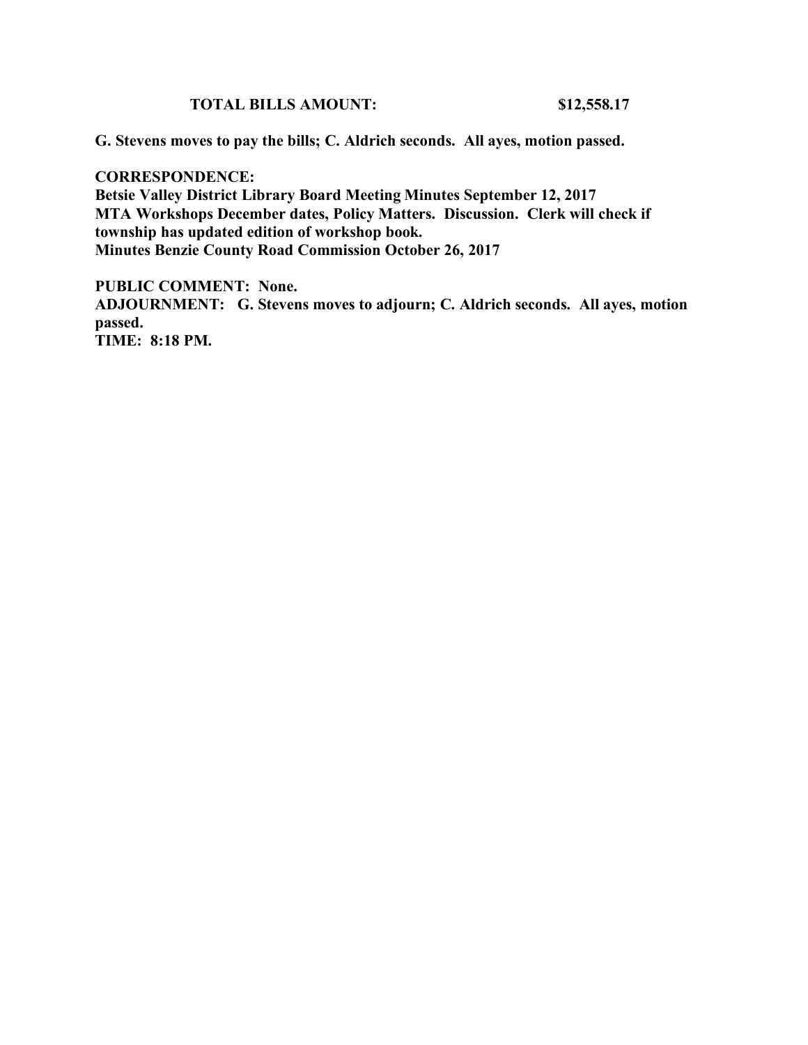**TOTAL BILLS AMOUNT: $12,558.17**

**G. Stevens moves to pay the bills; C. Aldrich seconds. All ayes, motion passed.**

**CORRESPONDENCE:**
**Betsie Valley District Library Board Meeting Minutes September 12, 2017**
**MTA Workshops December dates, Policy Matters. Discussion. Clerk will check if township has updated edition of workshop book.**
**Minutes Benzie County Road Commission October 26, 2017**

**PUBLIC COMMENT: None.**
**ADJOURNMENT: G. Stevens moves to adjourn; C. Aldrich seconds. All ayes, motion passed.**
**TIME: 8:18 PM.**